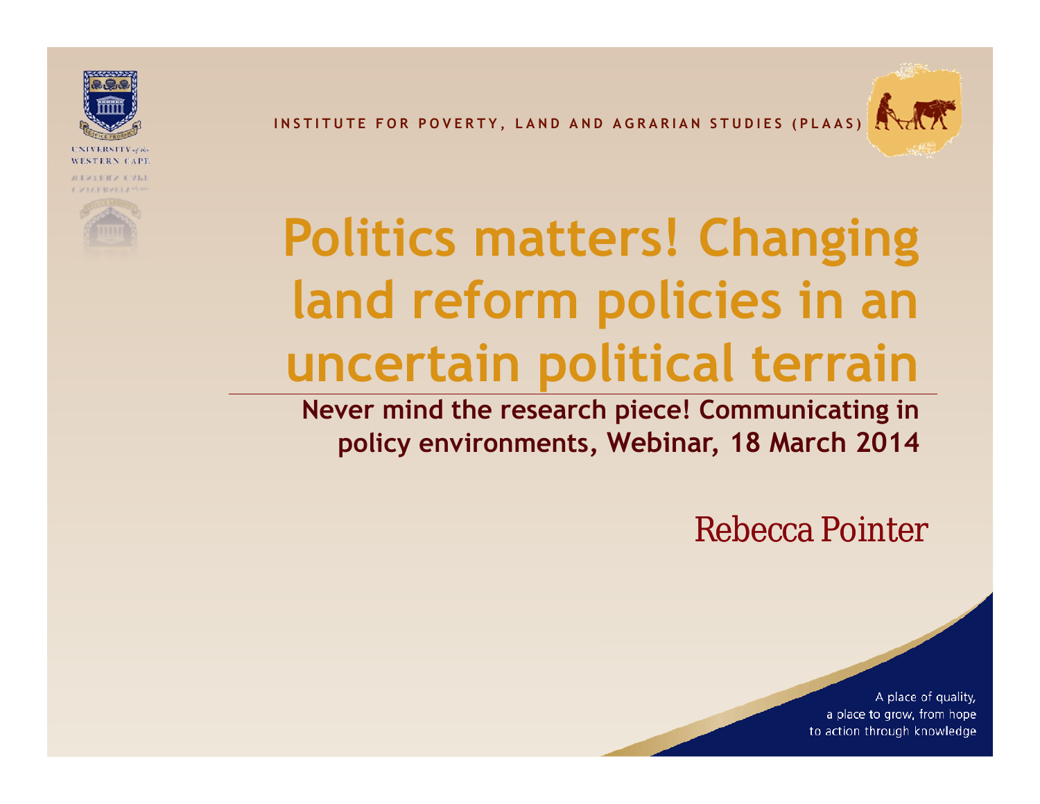UNIVERSITY of the WESTERN CAPE

INSTITUTE FOR POVERTY, LAND AND AGRARIAN STUDIES (PLAAS)

# Politics matters! Changing land reform policies in an uncertain political terrain

**Never mind the research piece! Communicating in policy environments, Webinar, 18 March 2014**

Rebecca Pointer

A place of quality, a place to grow, from hope to action through knowledge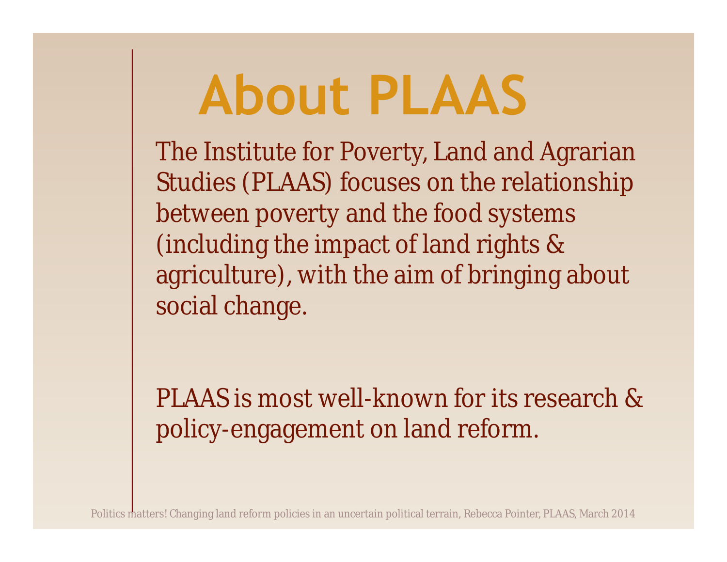# About PLAAS

The Institute for Poverty, Land and Agrarian Studies (PLAAS) focuses on the relationship between poverty and the food systems (including the impact of land rights & agriculture), with the aim of bringing about social change.

PLAAS is most well-known for its research & policy-engagement on land reform.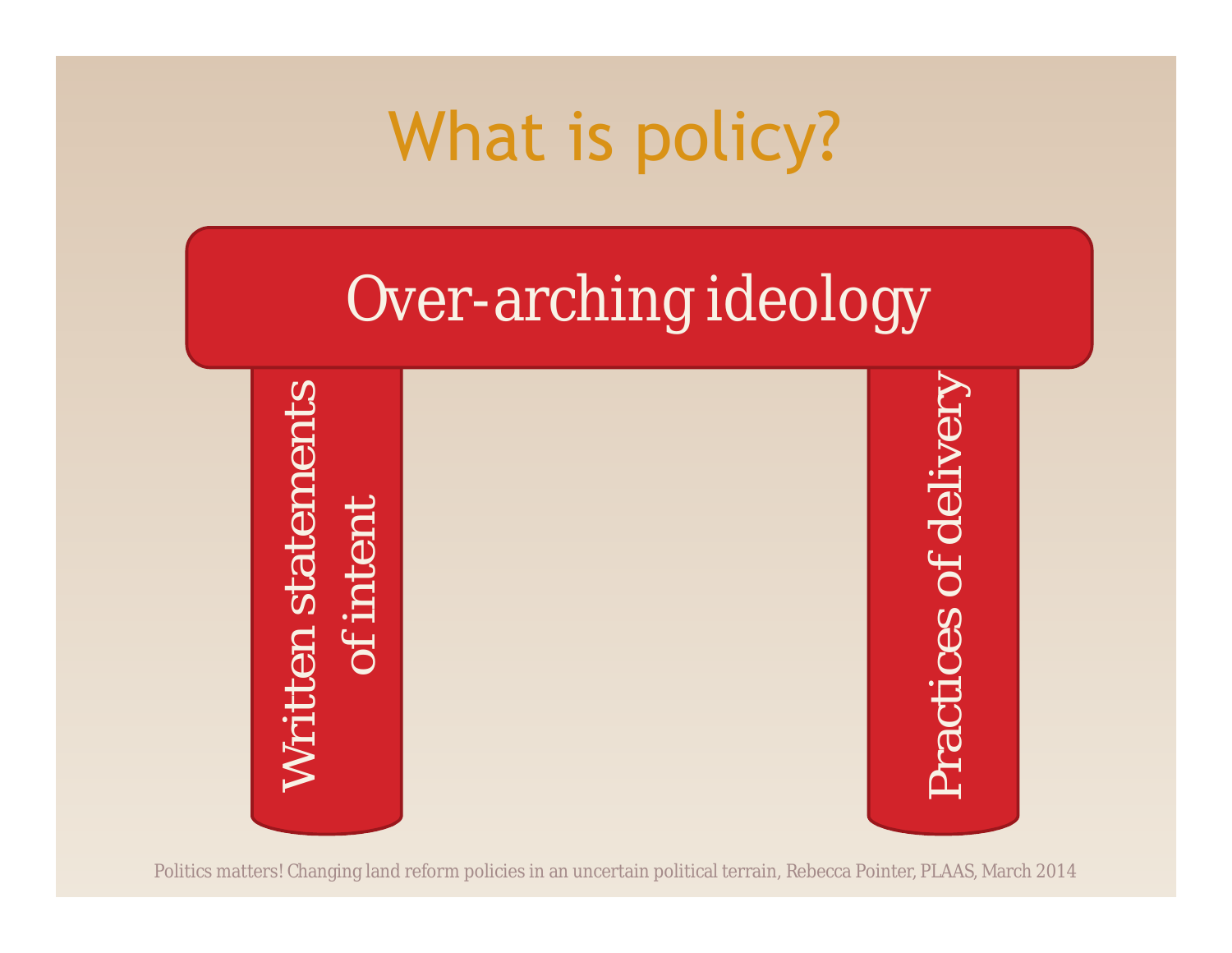# What is policy?

Over-arching ideology

Written statements of intent

Practices of delivery

Politics matters! Changing land reform policies in an uncertain political terrain, Rebecca Pointer, PLAAS, March 2014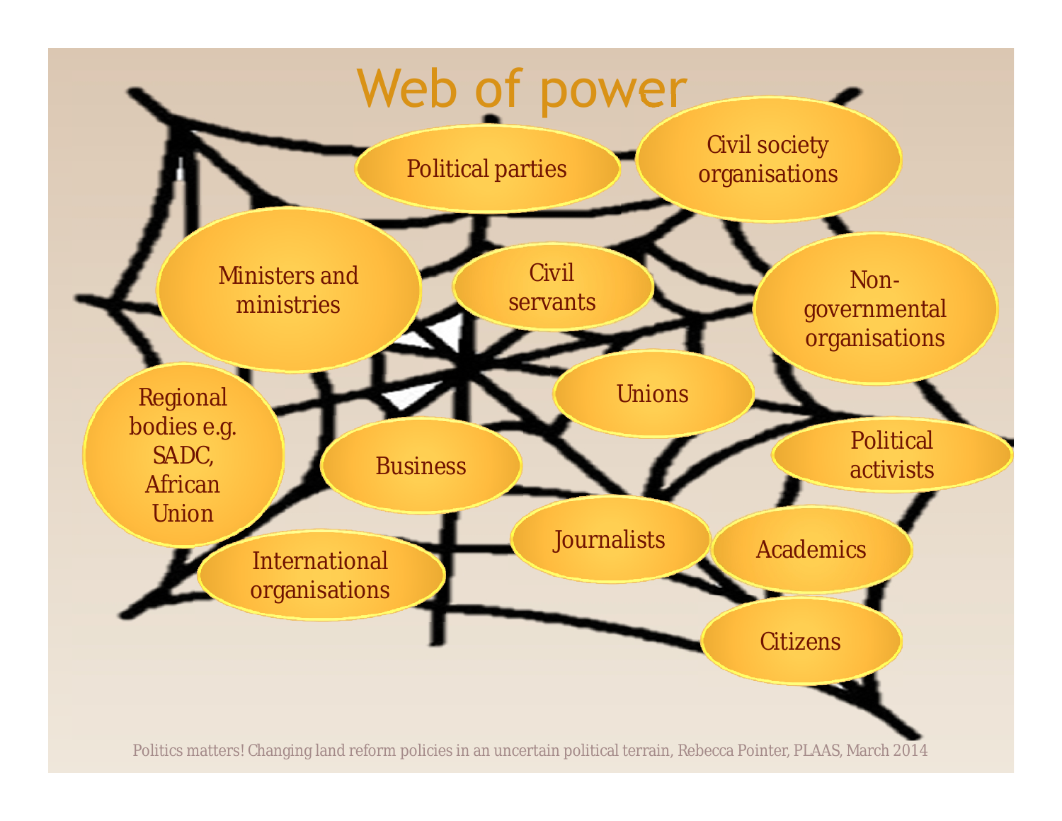# Web of power

- Political parties
- Civil society organisations
- Ministers and ministries
- Civil servants
- Non-governmental organisations
- Unions
- Regional bodies e.g. SADC, African Union
- Business
- Political activists
- Journalists
- Academics
- International organisations
- Citizens

Politics matters! Changing land reform policies in an uncertain political terrain, Rebecca Pointer, PLAAS, March 2014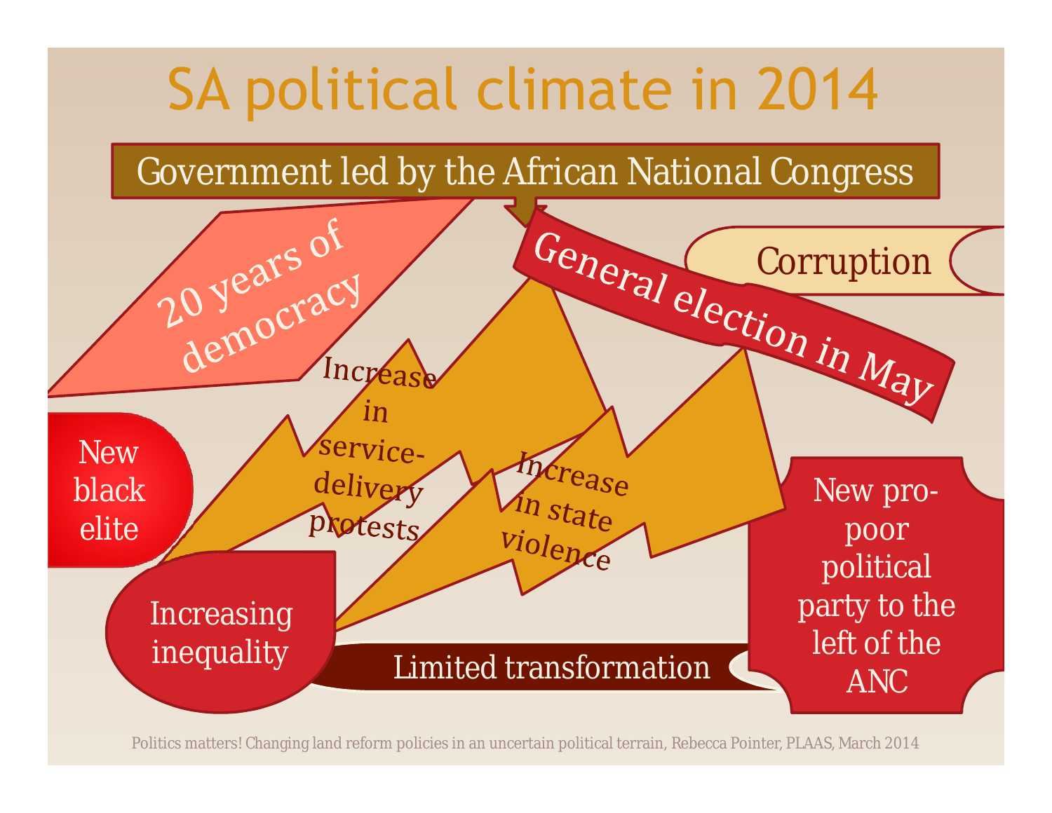# SA political climate in 2014

Government led by the African National Congress

20 years of democracy

General election in May

Corruption

New black elite

Increase in service-delivery protests

Increase in state violence

New pro-poor political party to the left of the ANC

Increasing inequality

Limited transformation

Politics matters! Changing land reform policies in an uncertain political terrain, Rebecca Pointer, PLAAS, March 2014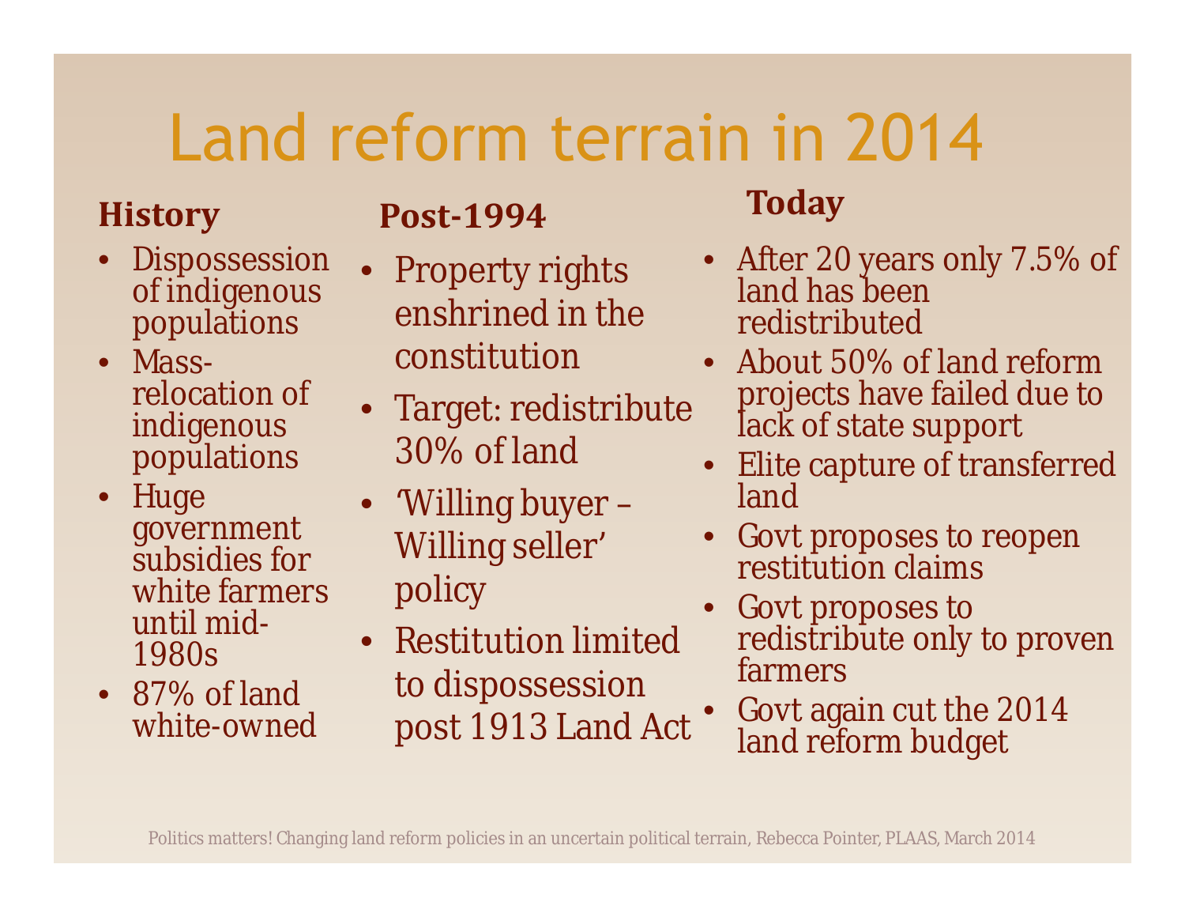# Land reform terrain in 2014

## History

- Dispossession of indigenous populations
- Mass-relocation of indigenous populations
- Huge government subsidies for white farmers until mid-1980s
- 87% of land white-owned

## Post-1994

- Property rights enshrined in the constitution
- Target: redistribute 30% of land
- 'Willing buyer – Willing seller' policy
- Restitution limited to dispossession post 1913 Land Act

## Today

- After 20 years only 7.5% of land has been redistributed
- About 50% of land reform projects have failed due to lack of state support
- Elite capture of transferred land
- Govt proposes to reopen restitution claims
- Govt proposes to redistribute only to proven farmers
- Govt again cut the 2014 land reform budget

Politics matters! Changing land reform policies in an uncertain political terrain, Rebecca Pointer, PLAAS, March 2014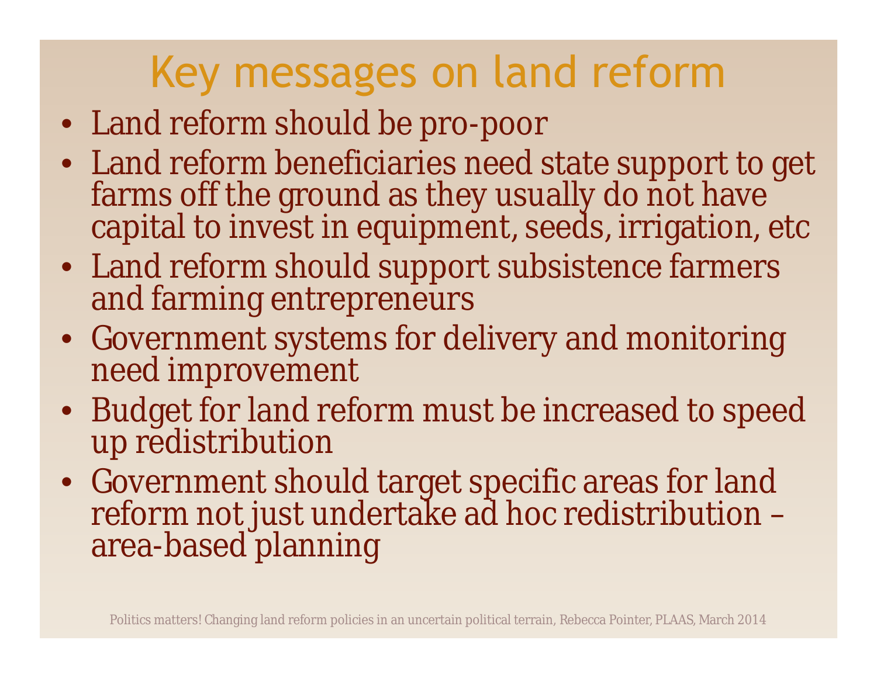# Key messages on land reform

- Land reform should be pro-poor
- Land reform beneficiaries need state support to get farms off the ground as they usually do not have capital to invest in equipment, seeds, irrigation, etc
- Land reform should support subsistence farmers and farming entrepreneurs
- Government systems for delivery and monitoring need improvement
- Budget for land reform must be increased to speed up redistribution
- Government should target specific areas for land reform not just undertake ad hoc redistribution – area-based planning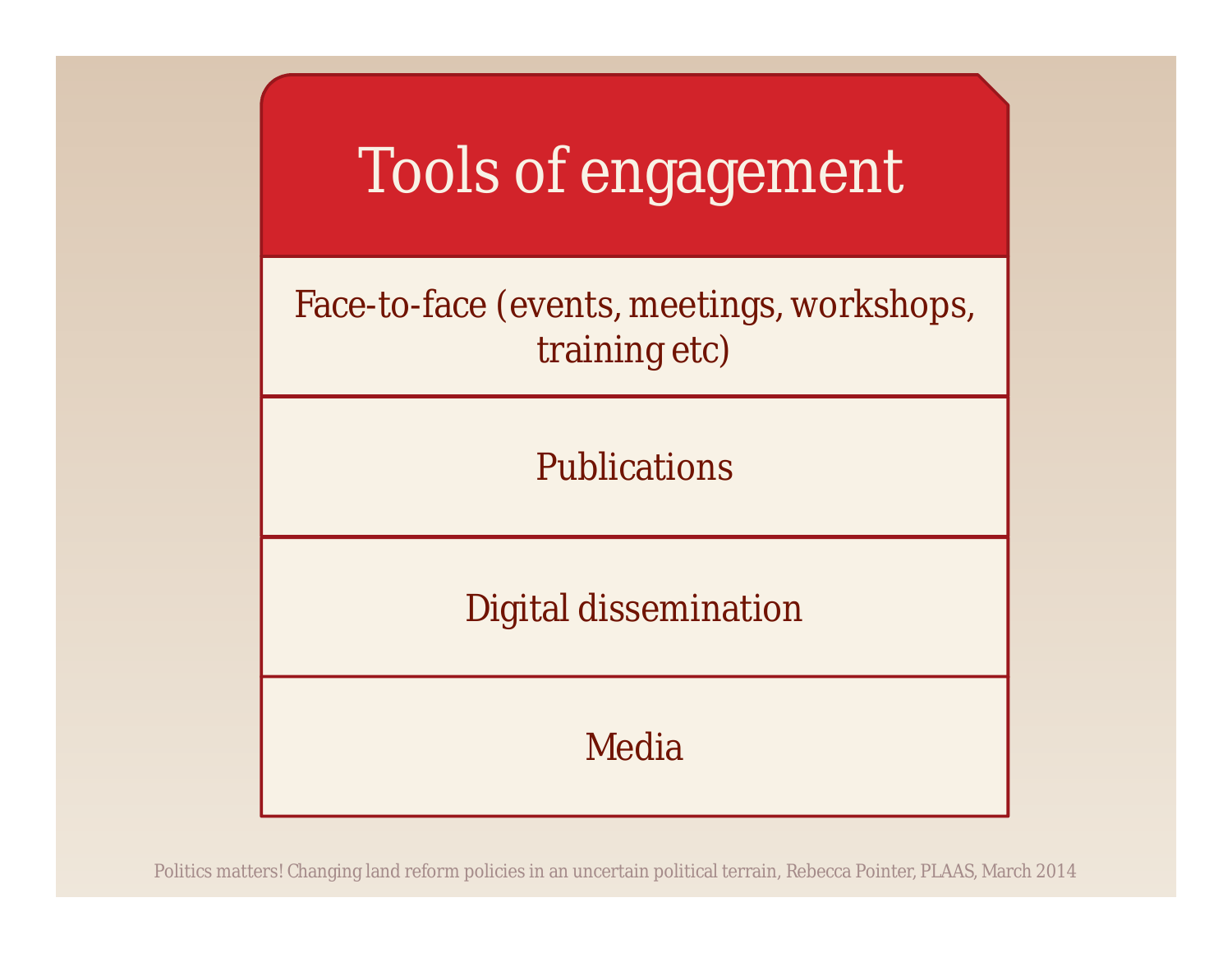# Tools of engagement

- Face-to-face (events, meetings, workshops, training etc)
- Publications
- Digital dissemination
- Media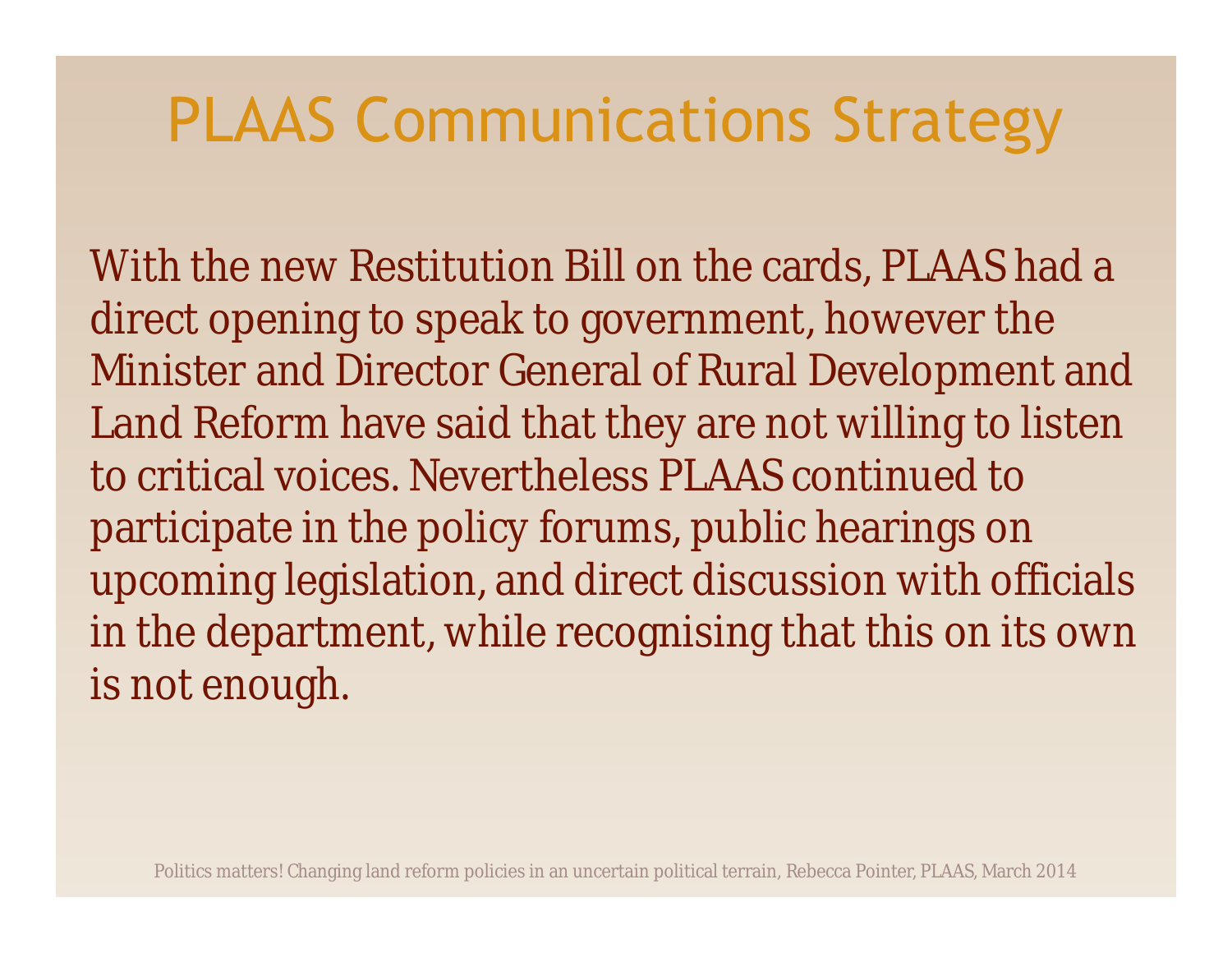# PLAAS Communications Strategy

With the new Restitution Bill on the cards, PLAAS had a direct opening to speak to government, however the Minister and Director General of Rural Development and Land Reform have said that they are not willing to listen to critical voices. Nevertheless PLAAS continued to participate in the policy forums, public hearings on upcoming legislation, and direct discussion with officials in the department, while recognising that this on its own is not enough.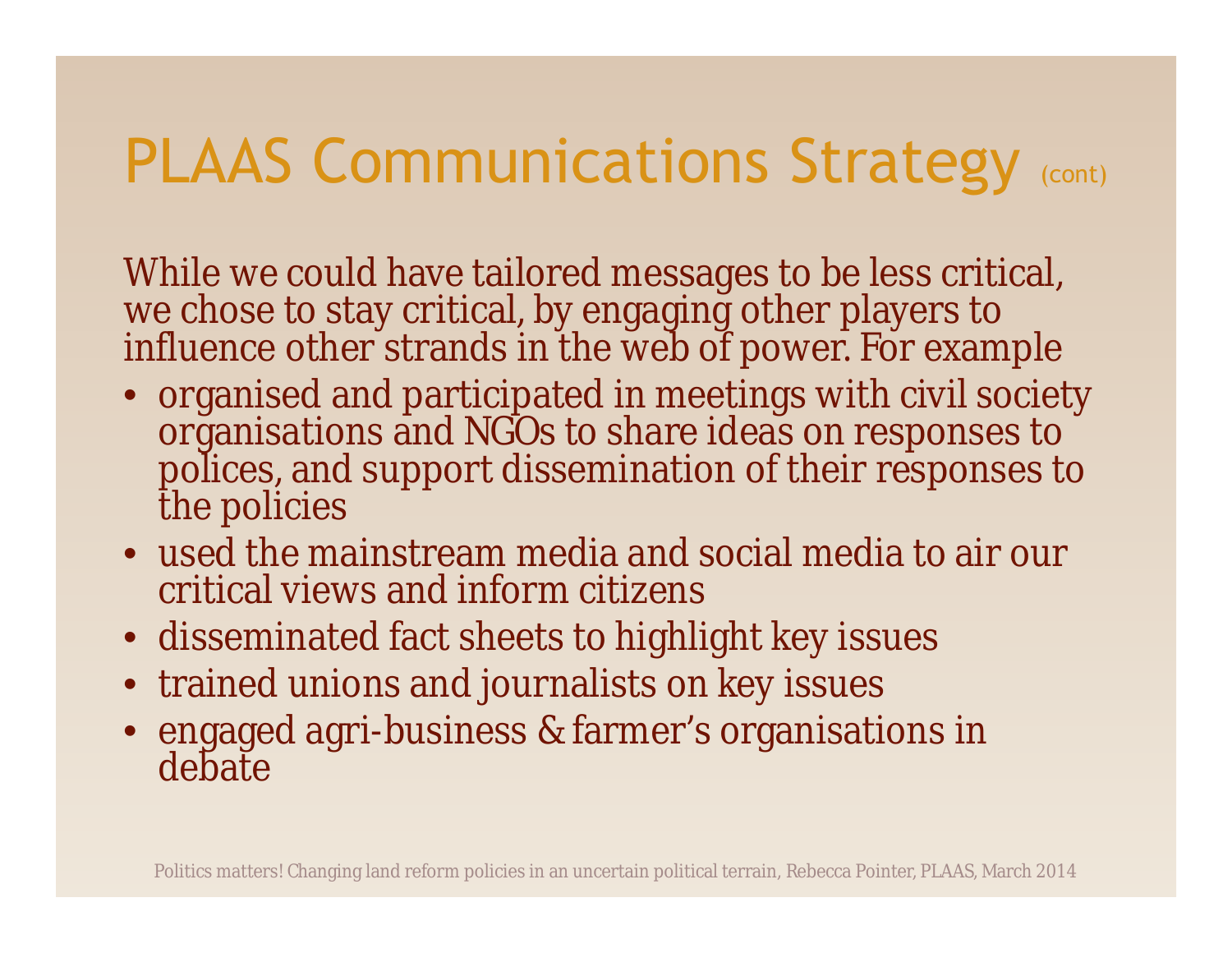# PLAAS Communications Strategy (cont)

While we could have tailored messages to be less critical, we chose to stay critical, by engaging other players to influence other strands in the web of power. For example

- organised and participated in meetings with civil society organisations and NGOs to share ideas on responses to polices, and support dissemination of their responses to the policies
- used the mainstream media and social media to air our critical views and inform citizens
- disseminated fact sheets to highlight key issues
- trained unions and journalists on key issues
- engaged agri-business & farmer's organisations in debate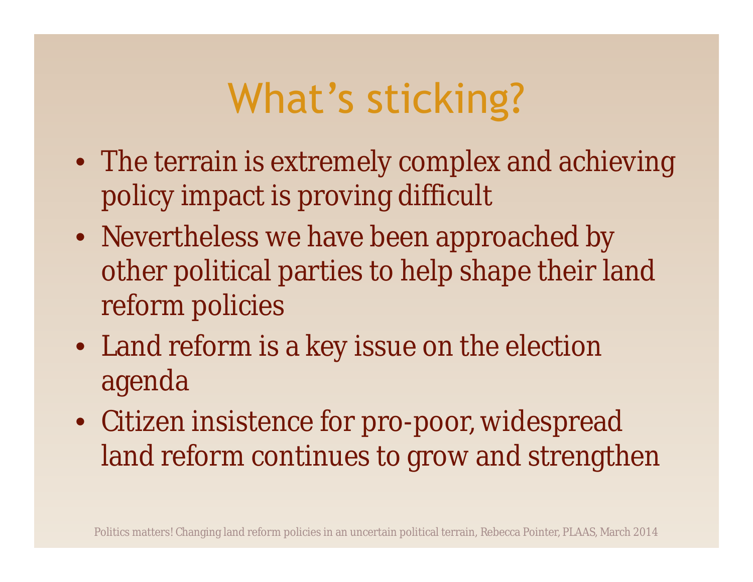# What's sticking?

- The terrain is extremely complex and achieving policy impact is proving difficult
- Nevertheless we have been approached by other political parties to help shape their land reform policies
- Land reform is a key issue on the election agenda
- Citizen insistence for pro-poor, widespread land reform continues to grow and strengthen